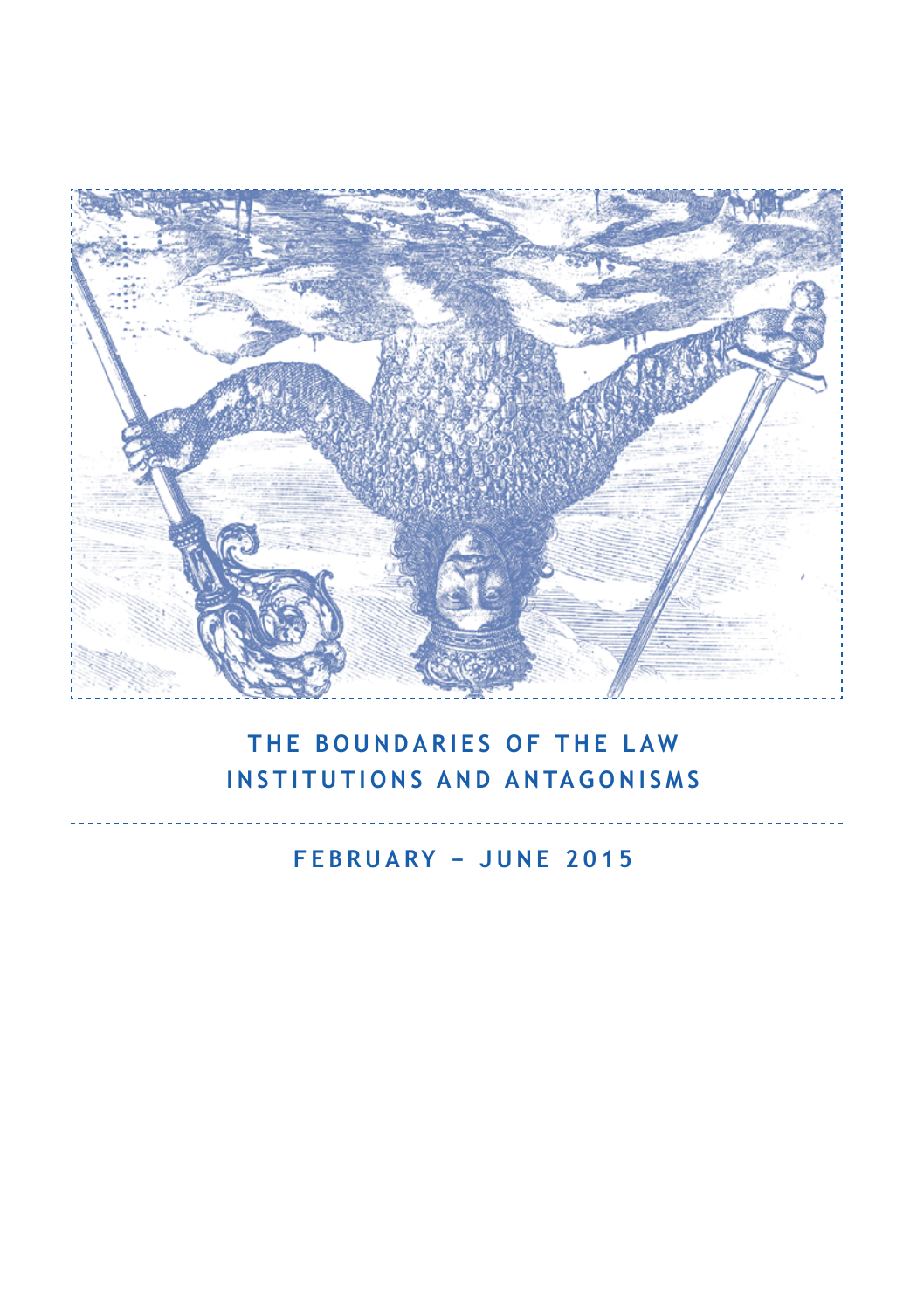# THE BOUNDARIES OF THE LAW
## INSTITUTIONS AND ANTAGONISMS

FEBRUARY – JUNE 2015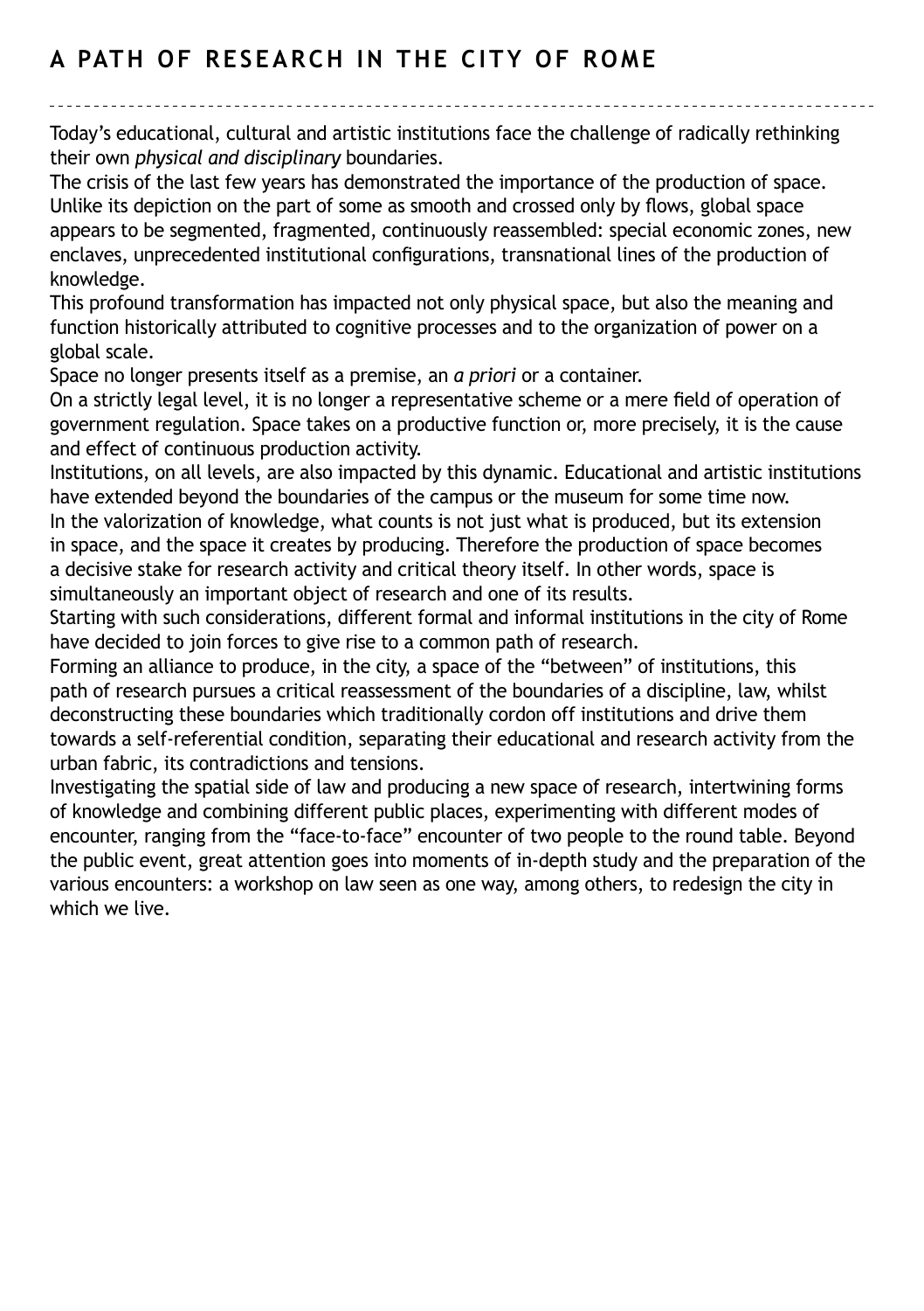# A PATH OF RESEARCH IN THE CITY OF ROME

Today's educational, cultural and artistic institutions face the challenge of radically rethinking their own *physical and disciplinary* boundaries.

The crisis of the last few years has demonstrated the importance of the production of space. Unlike its depiction on the part of some as smooth and crossed only by flows, global space appears to be segmented, fragmented, continuously reassembled: special economic zones, new enclaves, unprecedented institutional configurations, transnational lines of the production of knowledge.

This profound transformation has impacted not only physical space, but also the meaning and function historically attributed to cognitive processes and to the organization of power on a global scale.

Space no longer presents itself as a premise, an *a priori* or a container.

On a strictly legal level, it is no longer a representative scheme or a mere field of operation of government regulation. Space takes on a productive function or, more precisely, it is the cause and effect of continuous production activity.

Institutions, on all levels, are also impacted by this dynamic. Educational and artistic institutions have extended beyond the boundaries of the campus or the museum for some time now.

In the valorization of knowledge, what counts is not just what is produced, but its extension in space, and the space it creates by producing. Therefore the production of space becomes a decisive stake for research activity and critical theory itself. In other words, space is simultaneously an important object of research and one of its results.

Starting with such considerations, different formal and informal institutions in the city of Rome have decided to join forces to give rise to a common path of research.

Forming an alliance to produce, in the city, a space of the "between" of institutions, this path of research pursues a critical reassessment of the boundaries of a discipline, law, whilst deconstructing these boundaries which traditionally cordon off institutions and drive them towards a self-referential condition, separating their educational and research activity from the urban fabric, its contradictions and tensions.

Investigating the spatial side of law and producing a new space of research, intertwining forms of knowledge and combining different public places, experimenting with different modes of encounter, ranging from the "face-to-face" encounter of two people to the round table. Beyond the public event, great attention goes into moments of in-depth study and the preparation of the various encounters: a workshop on law seen as one way, among others, to redesign the city in which we live.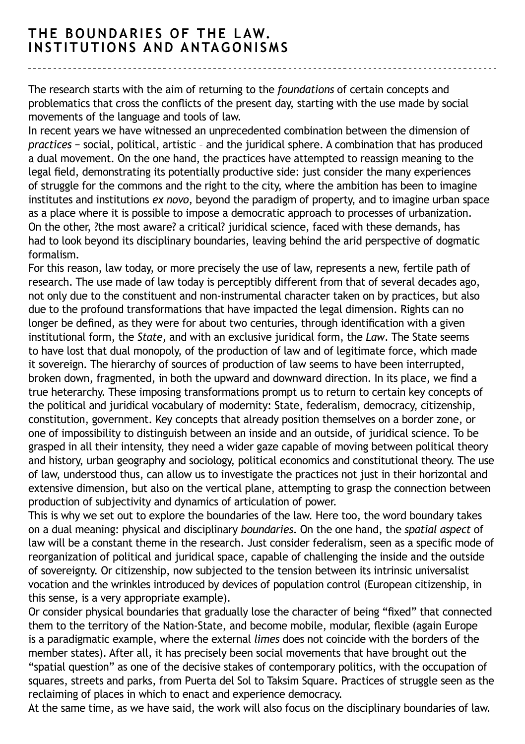## THE BOUNDARIES OF THE LAW. INSTITUTIONS AND ANTAGONISMS

The research starts with the aim of returning to the *foundations* of certain concepts and problematics that cross the conflicts of the present day, starting with the use made by social movements of the language and tools of law.

In recent years we have witnessed an unprecedented combination between the dimension of *practices* ‒ social, political, artistic – and the juridical sphere. A combination that has produced a dual movement. On the one hand, the practices have attempted to reassign meaning to the legal field, demonstrating its potentially productive side: just consider the many experiences of struggle for the commons and the right to the city, where the ambition has been to imagine institutes and institutions *ex novo*, beyond the paradigm of property, and to imagine urban space as a place where it is possible to impose a democratic approach to processes of urbanization. On the other, ?the most aware? a critical? juridical science, faced with these demands, has had to look beyond its disciplinary boundaries, leaving behind the arid perspective of dogmatic formalism.

For this reason, law today, or more precisely the use of law, represents a new, fertile path of research. The use made of law today is perceptibly different from that of several decades ago, not only due to the constituent and non-instrumental character taken on by practices, but also due to the profound transformations that have impacted the legal dimension. Rights can no longer be defined, as they were for about two centuries, through identification with a given institutional form, the *State*, and with an exclusive juridical form, the *Law*. The State seems to have lost that dual monopoly, of the production of law and of legitimate force, which made it sovereign. The hierarchy of sources of production of law seems to have been interrupted, broken down, fragmented, in both the upward and downward direction. In its place, we find a true heterarchy. These imposing transformations prompt us to return to certain key concepts of the political and juridical vocabulary of modernity: State, federalism, democracy, citizenship, constitution, government. Key concepts that already position themselves on a border zone, or one of impossibility to distinguish between an inside and an outside, of juridical science. To be grasped in all their intensity, they need a wider gaze capable of moving between political theory and history, urban geography and sociology, political economics and constitutional theory. The use of law, understood thus, can allow us to investigate the practices not just in their horizontal and extensive dimension, but also on the vertical plane, attempting to grasp the connection between production of subjectivity and dynamics of articulation of power.

This is why we set out to explore the boundaries of the law. Here too, the word boundary takes on a dual meaning: physical and disciplinary *boundaries*. On the one hand, the *spatial aspect* of law will be a constant theme in the research. Just consider federalism, seen as a specific mode of reorganization of political and juridical space, capable of challenging the inside and the outside of sovereignty. Or citizenship, now subjected to the tension between its intrinsic universalist vocation and the wrinkles introduced by devices of population control (European citizenship, in this sense, is a very appropriate example).

Or consider physical boundaries that gradually lose the character of being "fixed" that connected them to the territory of the Nation-State, and become mobile, modular, flexible (again Europe is a paradigmatic example, where the external *limes* does not coincide with the borders of the member states). After all, it has precisely been social movements that have brought out the "spatial question" as one of the decisive stakes of contemporary politics, with the occupation of squares, streets and parks, from Puerta del Sol to Taksim Square. Practices of struggle seen as the reclaiming of places in which to enact and experience democracy.

At the same time, as we have said, the work will also focus on the disciplinary boundaries of law.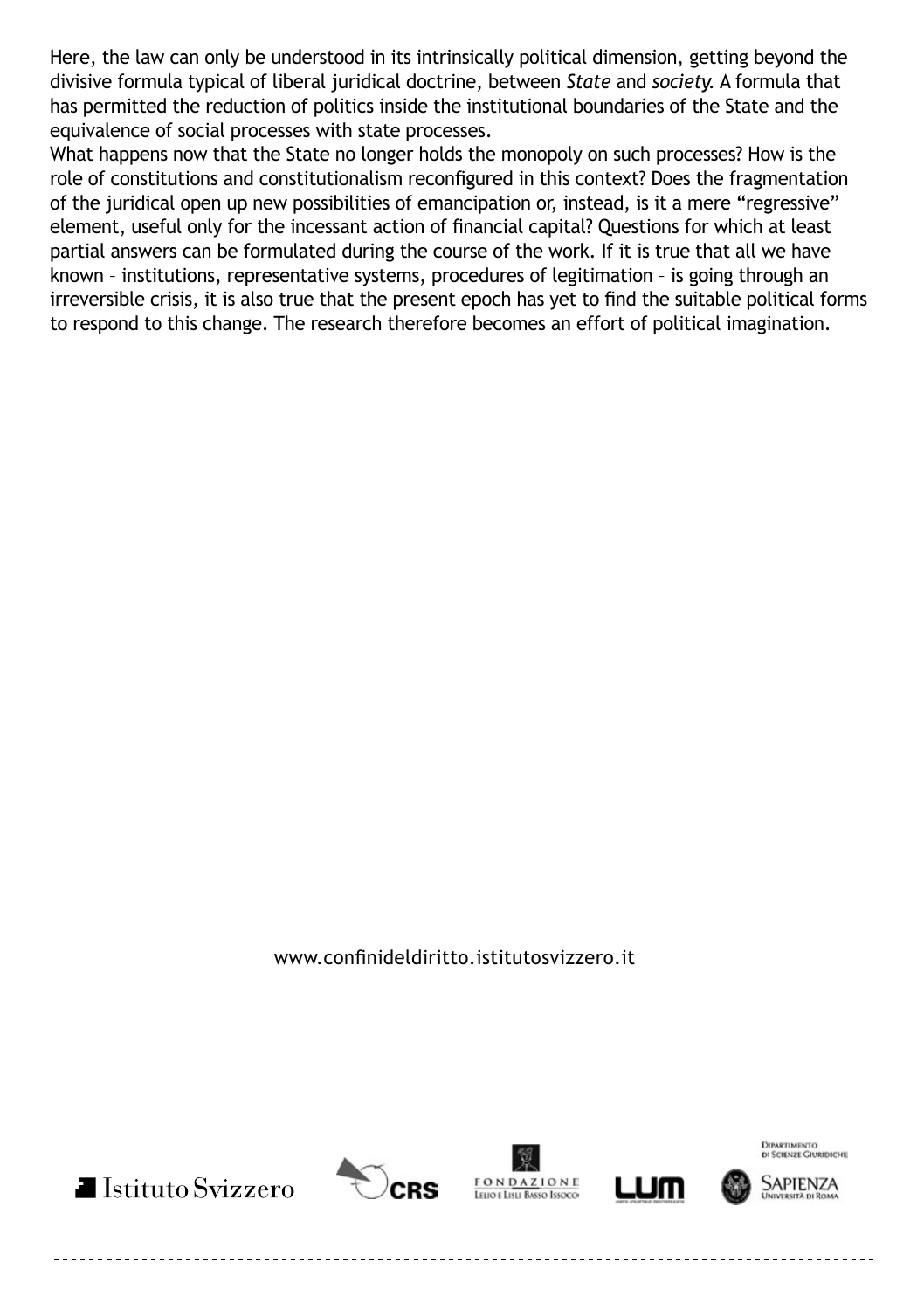Here, the law can only be understood in its intrinsically political dimension, getting beyond the divisive formula typical of liberal juridical doctrine, between *State* and *society*. A formula that has permitted the reduction of politics inside the institutional boundaries of the State and the equivalence of social processes with state processes.

What happens now that the State no longer holds the monopoly on such processes? How is the role of constitutions and constitutionalism reconfigured in this context? Does the fragmentation of the juridical open up new possibilities of emancipation or, instead, is it a mere "regressive" element, useful only for the incessant action of financial capital? Questions for which at least partial answers can be formulated during the course of the work. If it is true that all we have known – institutions, representative systems, procedures of legitimation – is going through an irreversible crisis, it is also true that the present epoch has yet to find the suitable political forms to respond to this change. The research therefore becomes an effort of political imagination.

www.confinideldiritto.istitutosvizzero.it

Istituto Svizzero

CRS

FONDAZIONE LELIO E LISLI BASSO ISSOCO

LUM

DIPARTIMENTO DI SCIENZE GIURIDICHE

SAPIENZA UNIVERSITÀ DI ROMA